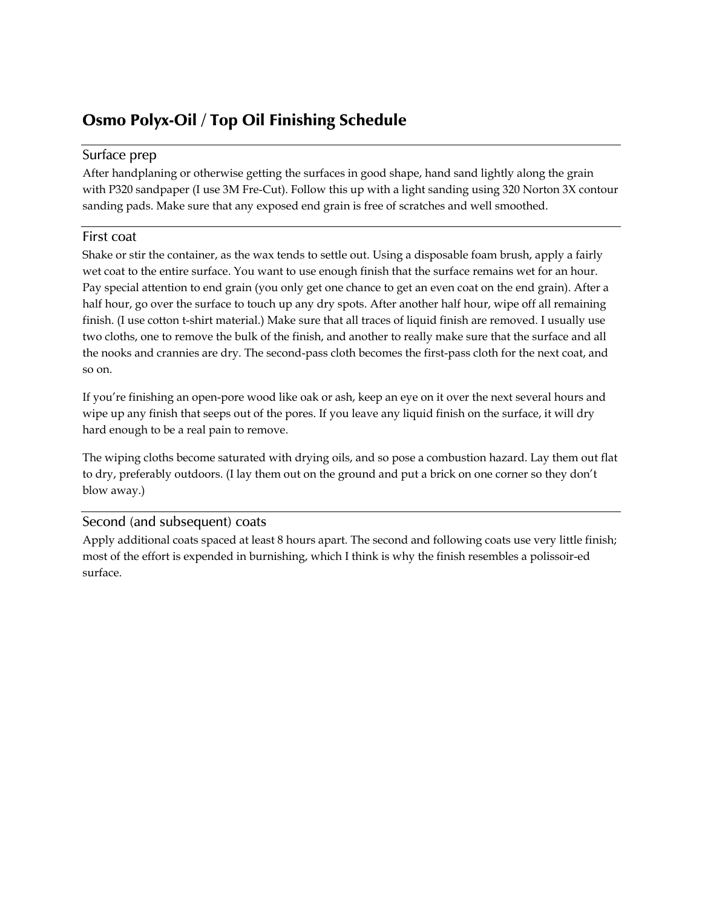# Osmo Polyx-Oil / Top Oil Finishing Schedule

## Surface prep

After handplaning or otherwise getting the surfaces in good shape, hand sand lightly along the grain with P320 sandpaper (I use 3M Fre-Cut). Follow this up with a light sanding using 320 Norton 3X contour sanding pads. Make sure that any exposed end grain is free of scratches and well smoothed.

## First coat

Shake or stir the container, as the wax tends to settle out. Using a disposable foam brush, apply a fairly wet coat to the entire surface. You want to use enough finish that the surface remains wet for an hour. Pay special attention to end grain (you only get one chance to get an even coat on the end grain). After a half hour, go over the surface to touch up any dry spots. After another half hour, wipe off all remaining finish. (I use cotton t-shirt material.) Make sure that all traces of liquid finish are removed. I usually use two cloths, one to remove the bulk of the finish, and another to really make sure that the surface and all the nooks and crannies are dry. The second-pass cloth becomes the first-pass cloth for the next coat, and so on.

If you're finishing an open-pore wood like oak or ash, keep an eye on it over the next several hours and wipe up any finish that seeps out of the pores. If you leave any liquid finish on the surface, it will dry hard enough to be a real pain to remove.

The wiping cloths become saturated with drying oils, and so pose a combustion hazard. Lay them out flat to dry, preferably outdoors. (I lay them out on the ground and put a brick on one corner so they don't blow away.)

## Second (and subsequent) coats

Apply additional coats spaced at least 8 hours apart. The second and following coats use very little finish; most of the effort is expended in burnishing, which I think is why the finish resembles a polissoir-ed surface.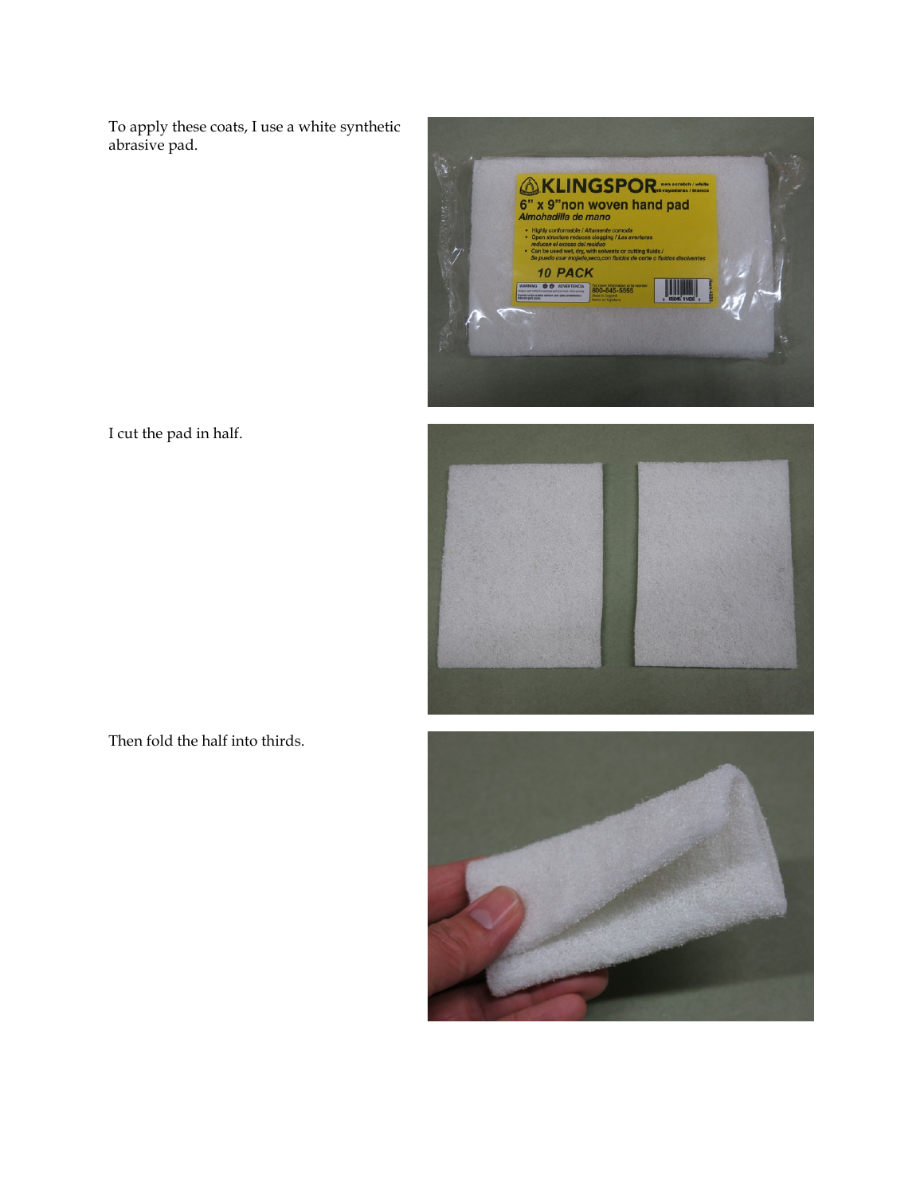To apply these coats, I use a white synthetic abrasive pad.

I cut the pad in half.

Then fold the half into thirds.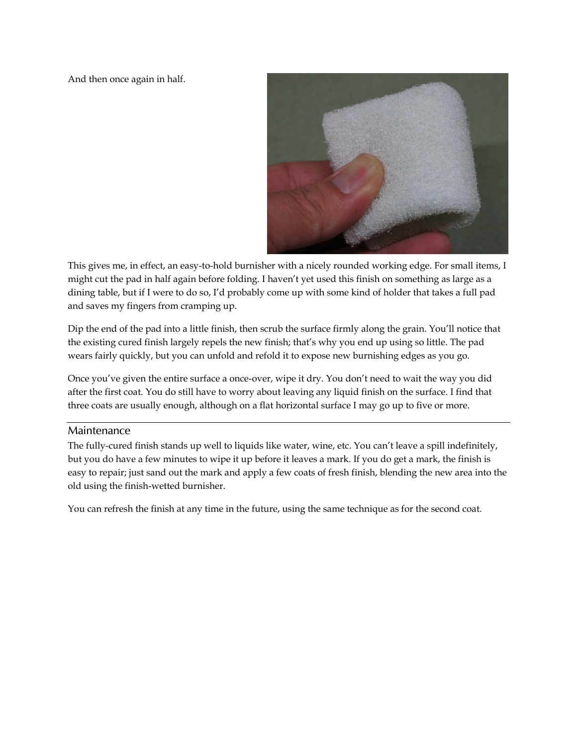And then once again in half.

This gives me, in effect, an easy-to-hold burnisher with a nicely rounded working edge. For small items, I might cut the pad in half again before folding. I haven't yet used this finish on something as large as a dining table, but if I were to do so, I'd probably come up with some kind of holder that takes a full pad and saves my fingers from cramping up.

Dip the end of the pad into a little finish, then scrub the surface firmly along the grain. You'll notice that the existing cured finish largely repels the new finish; that's why you end up using so little. The pad wears fairly quickly, but you can unfold and refold it to expose new burnishing edges as you go.

Once you've given the entire surface a once-over, wipe it dry. You don't need to wait the way you did after the first coat. You do still have to worry about leaving any liquid finish on the surface. I find that three coats are usually enough, although on a flat horizontal surface I may go up to five or more.

## Maintenance

The fully-cured finish stands up well to liquids like water, wine, etc. You can't leave a spill indefinitely, but you do have a few minutes to wipe it up before it leaves a mark. If you do get a mark, the finish is easy to repair; just sand out the mark and apply a few coats of fresh finish, blending the new area into the old using the finish-wetted burnisher.

You can refresh the finish at any time in the future, using the same technique as for the second coat.